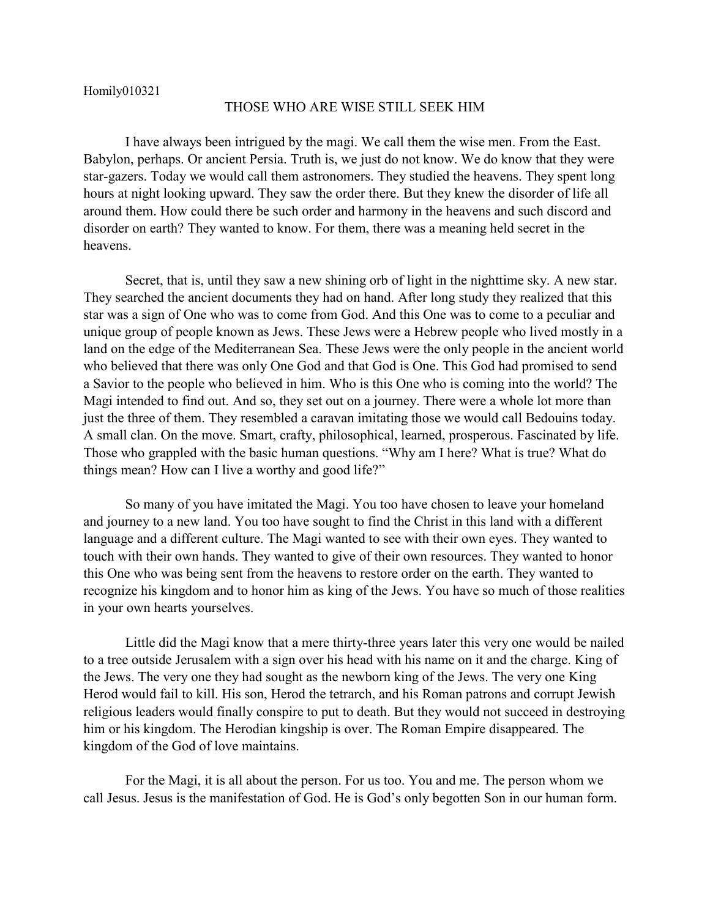Homily010321

# THOSE WHO ARE WISE STILL SEEK HIM

I have always been intrigued by the magi. We call them the wise men. From the East. Babylon, perhaps. Or ancient Persia. Truth is, we just do not know. We do know that they were star-gazers. Today we would call them astronomers. They studied the heavens. They spent long hours at night looking upward. They saw the order there. But they knew the disorder of life all around them. How could there be such order and harmony in the heavens and such discord and disorder on earth? They wanted to know. For them, there was a meaning held secret in the heavens.

Secret, that is, until they saw a new shining orb of light in the nighttime sky. A new star. They searched the ancient documents they had on hand. After long study they realized that this star was a sign of One who was to come from God. And this One was to come to a peculiar and unique group of people known as Jews. These Jews were a Hebrew people who lived mostly in a land on the edge of the Mediterranean Sea. These Jews were the only people in the ancient world who believed that there was only One God and that God is One. This God had promised to send a Savior to the people who believed in him. Who is this One who is coming into the world? The Magi intended to find out. And so, they set out on a journey. There were a whole lot more than just the three of them. They resembled a caravan imitating those we would call Bedouins today. A small clan. On the move. Smart, crafty, philosophical, learned, prosperous. Fascinated by life. Those who grappled with the basic human questions. "Why am I here? What is true? What do things mean? How can I live a worthy and good life?"

So many of you have imitated the Magi. You too have chosen to leave your homeland and journey to a new land. You too have sought to find the Christ in this land with a different language and a different culture. The Magi wanted to see with their own eyes. They wanted to touch with their own hands. They wanted to give of their own resources. They wanted to honor this One who was being sent from the heavens to restore order on the earth. They wanted to recognize his kingdom and to honor him as king of the Jews. You have so much of those realities in your own hearts yourselves.

Little did the Magi know that a mere thirty-three years later this very one would be nailed to a tree outside Jerusalem with a sign over his head with his name on it and the charge. King of the Jews. The very one they had sought as the newborn king of the Jews. The very one King Herod would fail to kill. His son, Herod the tetrarch, and his Roman patrons and corrupt Jewish religious leaders would finally conspire to put to death. But they would not succeed in destroying him or his kingdom. The Herodian kingship is over. The Roman Empire disappeared. The kingdom of the God of love maintains.

For the Magi, it is all about the person. For us too. You and me. The person whom we call Jesus. Jesus is the manifestation of God. He is God's only begotten Son in our human form.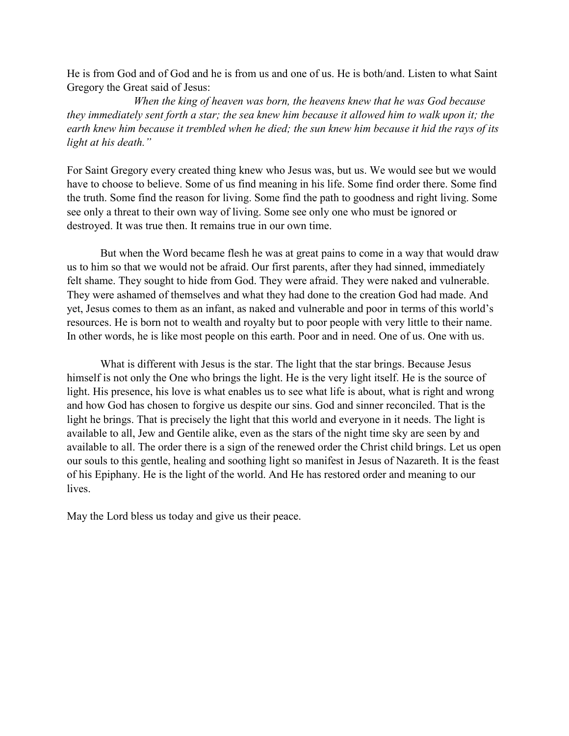He is from God and of God and he is from us and one of us. He is both/and. Listen to what Saint Gregory the Great said of Jesus:

*When the king of heaven was born, the heavens knew that he was God because they immediately sent forth a star; the sea knew him because it allowed him to walk upon it; the earth knew him because it trembled when he died; the sun knew him because it hid the rays of its light at his death."*

For Saint Gregory every created thing knew who Jesus was, but us. We would see but we would have to choose to believe. Some of us find meaning in his life. Some find order there. Some find the truth. Some find the reason for living. Some find the path to goodness and right living. Some see only a threat to their own way of living. Some see only one who must be ignored or destroyed. It was true then. It remains true in our own time.

But when the Word became flesh he was at great pains to come in a way that would draw us to him so that we would not be afraid. Our first parents, after they had sinned, immediately felt shame. They sought to hide from God. They were afraid. They were naked and vulnerable. They were ashamed of themselves and what they had done to the creation God had made. And yet, Jesus comes to them as an infant, as naked and vulnerable and poor in terms of this world's resources. He is born not to wealth and royalty but to poor people with very little to their name. In other words, he is like most people on this earth. Poor and in need. One of us. One with us.

What is different with Jesus is the star. The light that the star brings. Because Jesus himself is not only the One who brings the light. He is the very light itself. He is the source of light. His presence, his love is what enables us to see what life is about, what is right and wrong and how God has chosen to forgive us despite our sins. God and sinner reconciled. That is the light he brings. That is precisely the light that this world and everyone in it needs. The light is available to all, Jew and Gentile alike, even as the stars of the night time sky are seen by and available to all. The order there is a sign of the renewed order the Christ child brings. Let us open our souls to this gentle, healing and soothing light so manifest in Jesus of Nazareth. It is the feast of his Epiphany. He is the light of the world. And He has restored order and meaning to our lives.

May the Lord bless us today and give us their peace.